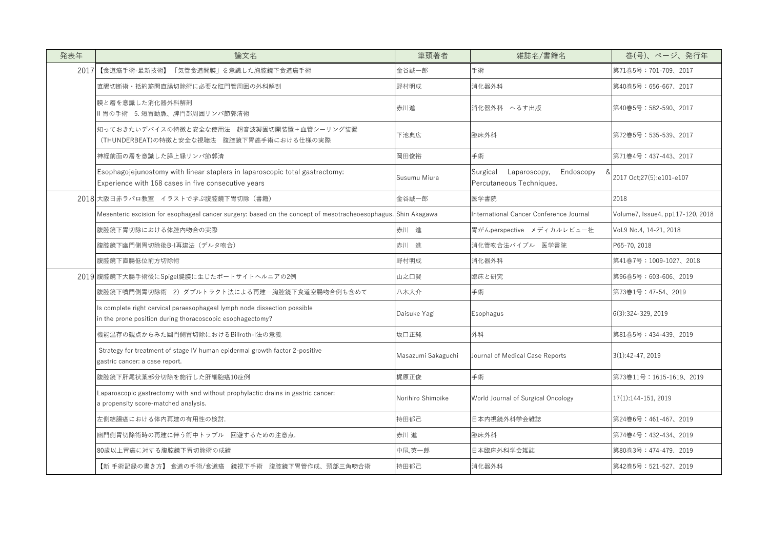| 発表年 | 論文名 | 筆頭著者 | 雑誌名/書籍名 | 巻(号)、ページ、発行年 |
|---|---|---|---|---|
| 2017 | 【食道癌手術-最新技術】「気管食道間膜」を意識した胸腔鏡下食道癌手術 | 金谷誠一郎 | 手術 | 第71巻5号：701-709、2017 |
| | 直腸切断術・括約筋間直腸切除術に必要な肛門管周囲の外科解剖 | 野村明成 | 消化器外科 | 第40巻5号：656-667、2017 |
| | 膜と層を意識した消化器外科解剖<br>II 胃の手術　5. 短胃動脈、脾門部周囲リンパ節郭清術 | 赤川進 | 消化器外科　へるす出版 | 第40巻5号：582-590、2017 |
| | 知っておきたいデバイスの特徴と安全な使用法　超音波凝固切開装置＋血管シーリング装置<br>（THUNDERBEAT)の特徴と安全な視聴法　腹腔鏡下胃癌手術における仕様の実際 | 下池典広 | 臨床外科 | 第72巻5号：535-539、2017 |
| | 神経前面の層を意識した膵上縁リンパ節郭清 | 岡田俊裕 | 手術 | 第71巻4号：437-443、2017 |
| | Esophagojejunostomy with linear staplers in laparoscopic total gastrectomy:<br>Experience with 168 cases in five consecutive years | Susumu Miura | Surgical Laparoscopy, Endoscopy &<br>Percutaneous Techniques. | 2017 Oct;27(5):e101-e107 |
| 2018 | 大阪日赤ラパロ教室　イラストで学ぶ腹腔鏡下胃切除（書籍） | 金谷誠一郎 | 医学書院 | 2018 |
| | Mesenteric excision for esophageal cancer surgery: based on the concept of mesotracheoesophagus. | Shin Akagawa | International Cancer Conference Journal | Volume7, Issue4, pp117-120, 2018 |
| | 腹腔鏡下胃切除における体腔内吻合の実際 | 赤川　進 | 胃がんperspective　メディカルレビュー社 | Vol.9 No.4, 14-21, 2018 |
| | 腹腔鏡下幽門側胃切除後B-I再建法（デルタ吻合） | 赤川　進 | 消化管吻合法バイブル　医学書院 | P65-70, 2018 |
| | 腹腔鏡下直腸低位前方切除術 | 野村明成 | 消化器外科 | 第41巻7号：1009-1027、2018 |
| 2019 | 腹腔鏡下大腸手術後にSpigel腱膜に生じたポートサイトヘルニアの2例 | 山之口賢 | 臨床と研究 | 第96巻5号：603-606、2019 |
| | 腹腔鏡下噴門側胃切除術　2）ダブルトラクト法による再建―胸腔鏡下食道空腸吻合例も含めて | 八木大介 | 手術 | 第73巻1号：47-54、2019 |
| | Is complete right cervical paraesophageal lymph node dissection possible<br>in the prone position during thoracoscopic esophagectomy? | Daisuke Yagi | Esophagus | 6(3):324-329, 2019 |
| | 機能温存の観点からみた幽門側胃切除におけるBillroth-I法の意義 | 坂口正純 | 外科 | 第81巻5号：434-439、2019 |
| | Strategy for treatment of stage IV human epidermal growth factor 2-positive<br>gastric cancer: a case report. | Masazumi Sakaguchi | Journal of Medical Case Reports | 3(1):42-47, 2019 |
| | 腹腔鏡下肝尾状葉部分切除を施行した肝細胞癌10症例 | 梶原正俊 | 手術 | 第73巻11号：1615-1619、2019 |
| | Laparoscopic gastrectomy with and without prophylactic drains in gastric cancer:<br>a propensity score-matched analysis. | Norihiro Shimoike | World Journal of Surgical Oncology | 17(1):144-151, 2019 |
| | 左側結腸癌における体内再建の有用性の検討. | 持田郁己 | 日本内視鏡外科学会雑誌 | 第24巻6号：461-467、2019 |
| | 幽門側胃切除術時の再建に伴う術中トラブル　回避するための注意点. | 赤川 進 | 臨床外科 | 第74巻4号：432-434、2019 |
| | 80歳以上胃癌に対する腹腔鏡下胃切除術の成績 | 中尾,英一郎 | 日本臨床外科学会雑誌 | 第80巻3号：474-479、2019 |
| | 【新 手術記録の書き方】 食道の手術/食道癌　鏡視下手術　腹腔鏡下胃管作成、頸部三角吻合術 | 持田郁己 | 消化器外科 | 第42巻5号：521-527、2019 |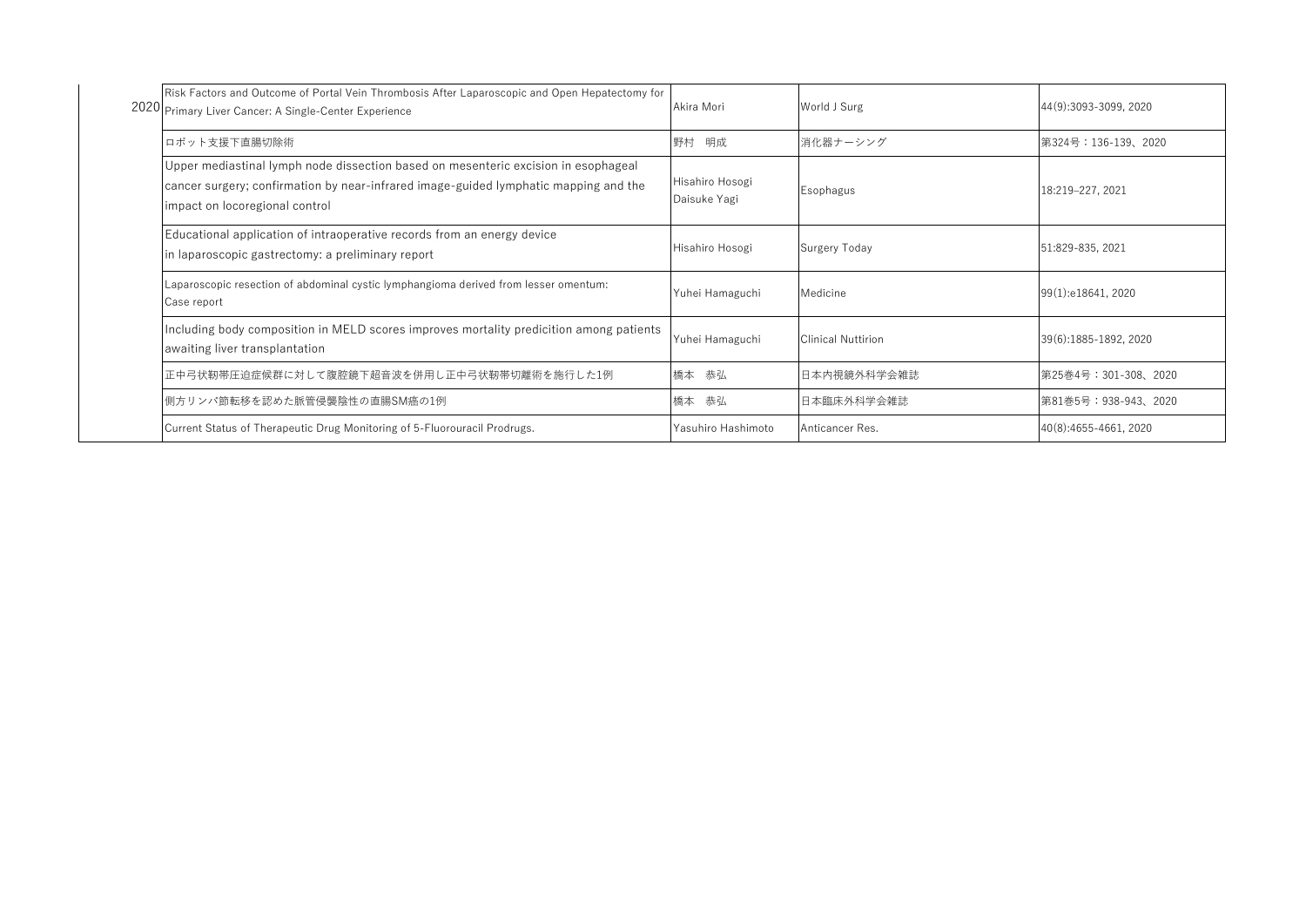| | | | | |
|---|---|---|---|---|
| 2020 | Risk Factors and Outcome of Portal Vein Thrombosis After Laparoscopic and Open Hepatectomy for Primary Liver Cancer: A Single-Center Experience | Akira Mori | World J Surg | 44(9):3093-3099, 2020 |
| | ロボット支援下直腸切除術 | 野村　明成 | 消化器ナーシング | 第324号：136-139、2020 |
| | Upper mediastinal lymph node dissection based on mesenteric excision in esophageal cancer surgery; confirmation by near-infrared image-guided lymphatic mapping and the impact on locoregional control | Hisahiro Hosogi Daisuke Yagi | Esophagus | 18:219–227, 2021 |
| | Educational application of intraoperative records from an energy device in laparoscopic gastrectomy: a preliminary report | Hisahiro Hosogi | Surgery Today | 51:829-835, 2021 |
| | Laparoscopic resection of abdominal cystic lymphangioma derived from lesser omentum: Case report | Yuhei Hamaguchi | Medicine | 99(1):e18641, 2020 |
| | Including body composition in MELD scores improves mortality predicition among patients awaiting liver transplantation | Yuhei Hamaguchi | Clinical Nuttirion | 39(6):1885-1892, 2020 |
| | 正中弓状靭帯圧迫症候群に対して腹腔鏡下超音波を併用し正中弓状靭帯切離術を施行した1例 | 橋本　恭弘 | 日本内視鏡外科学会雑誌 | 第25巻4号：301-308、2020 |
| | 側方リンパ節転移を認めた脈管侵襲陰性の直腸SM癌の1例 | 橋本　恭弘 | 日本臨床外科学会雑誌 | 第81巻5号：938-943、2020 |
| | Current Status of Therapeutic Drug Monitoring of 5-Fluorouracil Prodrugs. | Yasuhiro Hashimoto | Anticancer Res. | 40(8):4655-4661, 2020 |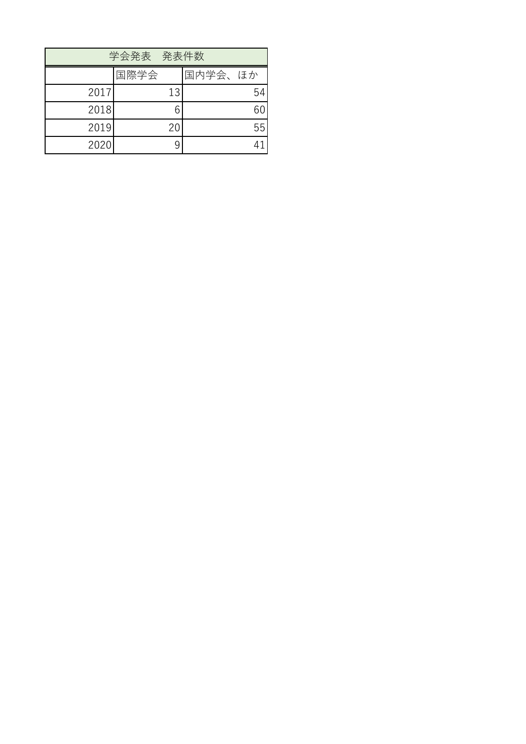| 学会発表　発表件数 | | |
|---|---|---|
| | 国際学会 | 国内学会、ほか |
| 2017 | 13 | 54 |
| 2018 | 6 | 60 |
| 2019 | 20 | 55 |
| 2020 | 9 | 41 |